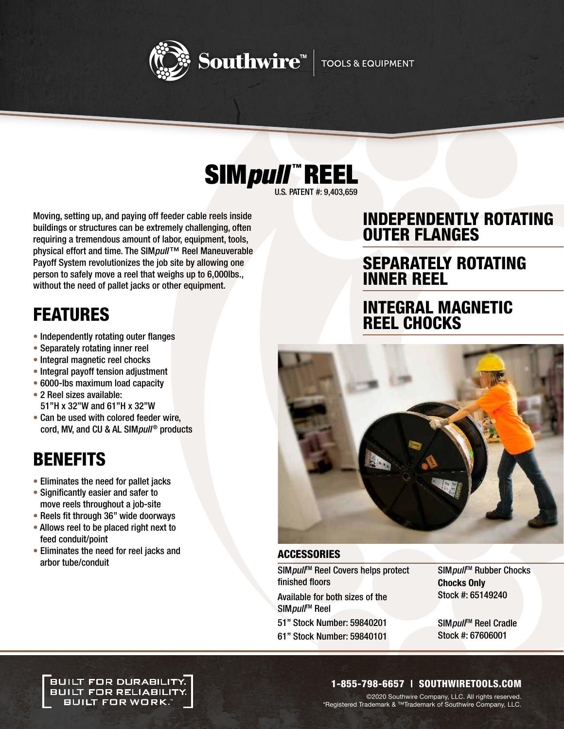Southwire™ | TOOLS & EQUIPMENT

# SIM*pull*™ REEL

U.S. PATENT #: 9,403,659

Moving, setting up, and paying off feeder cable reels inside buildings or structures can be extremely challenging, often requiring a tremendous amount of labor, equipment, tools, physical effort and time. The SIM*pull*™ Reel Maneuverable Payoff System revolutionizes the job site by allowing one person to safely move a reel that weighs up to 6,000lbs., without the need of pallet jacks or other equipment.

## FEATURES

- Independently rotating outer flanges
- Separately rotating inner reel
- Integral magnetic reel chocks
- Integral payoff tension adjustment
- 6000-lbs maximum load capacity
- 2 Reel sizes available: 51"H x 32"W and 61"H x 32"W
- Can be used with colored feeder wire, cord, MV, and CU & AL SIM*pull*® products

## BENEFITS

- Eliminates the need for pallet jacks
- Significantly easier and safer to move reels throughout a job-site
- Reels fit through 36" wide doorways
- Allows reel to be placed right next to feed conduit/point
- Eliminates the need for reel jacks and arbor tube/conduit

## INDEPENDENTLY ROTATING OUTER FLANGES

## SEPARATELY ROTATING INNER REEL

## INTEGRAL MAGNETIC REEL CHOCKS

### ACCESSORIES

SIM*pull*™ Reel Covers helps protect finished floors

Available for both sizes of the SIM*pull*™ Reel

51" Stock Number: 59840201

61" Stock Number: 59840101

SIM*pull*™ Rubber Chocks
**Chocks Only**
Stock #: 65149240

SIM*pull*™ Reel Cradle
Stock #: 67606001

BUILT FOR DURABILITY.
BUILT FOR RELIABILITY.
BUILT FOR WORK.™

**1-855-798-6657 | SOUTHWIRETOOLS.COM**

©2020 Southwire Company, LLC. All rights reserved.
*Registered Trademark & ™Trademark of Southwire Company, LLC.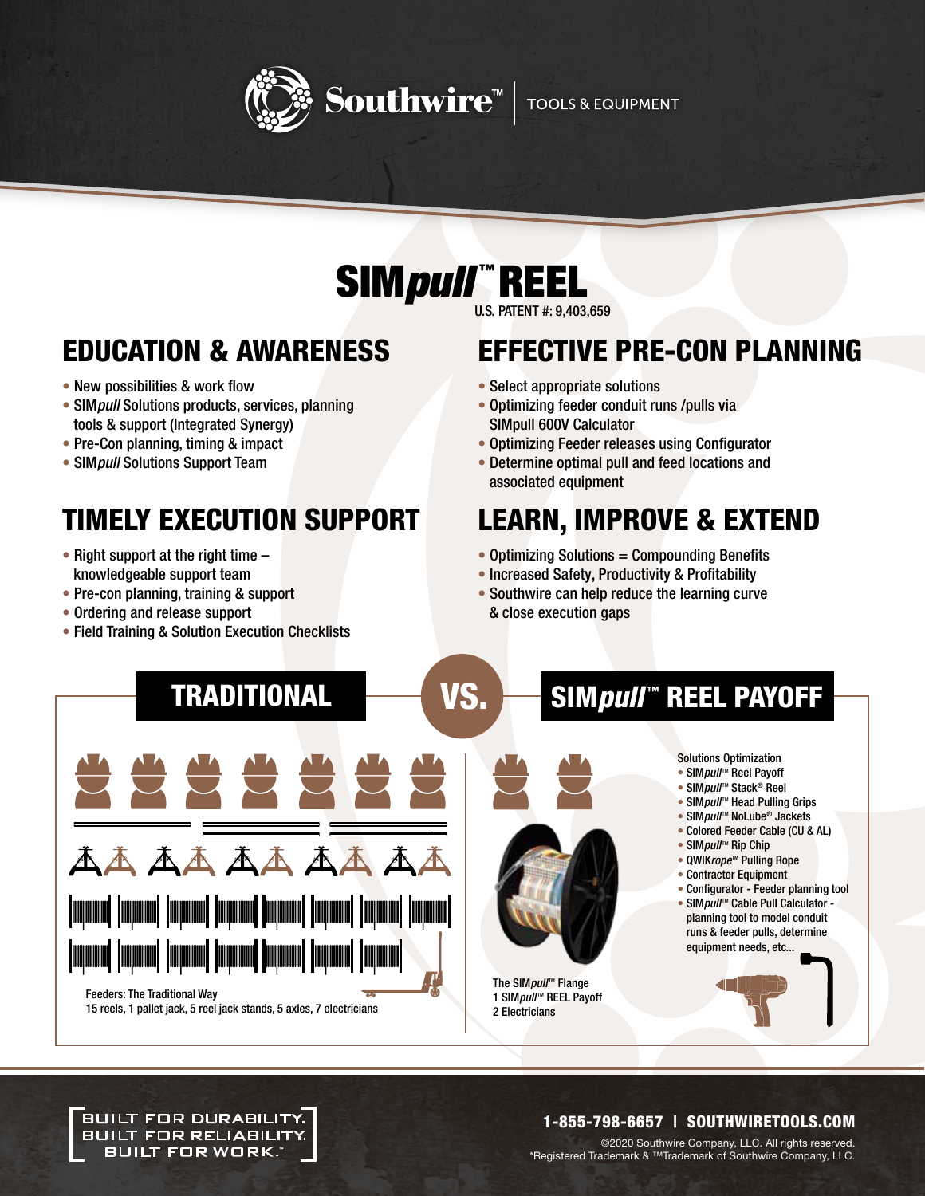# SIM*pull*™ REEL

U.S. PATENT #: 9,403,659

## EDUCATION & AWARENESS

- New possibilities & work flow
- SIM*pull* Solutions products, services, planning tools & support (Integrated Synergy)
- Pre-Con planning, timing & impact
- SIM*pull* Solutions Support Team

## TIMELY EXECUTION SUPPORT

- Right support at the right time – knowledgeable support team
- Pre-con planning, training & support
- Ordering and release support
- Field Training & Solution Execution Checklists

## EFFECTIVE PRE-CON PLANNING

- Select appropriate solutions
- Optimizing feeder conduit runs /pulls via SIMpull 600V Calculator
- Optimizing Feeder releases using Configurator
- Determine optimal pull and feed locations and associated equipment

## LEARN, IMPROVE & EXTEND

- Optimizing Solutions = Compounding Benefits
- Increased Safety, Productivity & Profitability
- Southwire can help reduce the learning curve & close execution gaps

## TRADITIONAL VS. SIM*pull*™ REEL PAYOFF

Feeders: The Traditional Way
15 reels, 1 pallet jack, 5 reel jack stands, 5 axles, 7 electricians

The SIM*pull*™ Flange
1 SIM*pull*™ REEL Payoff
2 Electricians

Solutions Optimization

- SIM*pull*™ Reel Payoff
- SIM*pull*™ Stack® Reel
- SIM*pull*™ Head Pulling Grips
- SIM*pull*™ NoLube® Jackets
- Colored Feeder Cable (CU & AL)
- SIM*pull*™ Rip Chip
- QWIK*rope*™ Pulling Rope
- Contractor Equipment
- Configurator - Feeder planning tool
- SIM*pull*™ Cable Pull Calculator - planning tool to model conduit runs & feeder pulls, determine equipment needs, etc...

BUILT FOR DURABILITY.
BUILT FOR RELIABILITY.
BUILT FOR WORK.™

1-855-798-6657 | SOUTHWIRETOOLS.COM

©2020 Southwire Company, LLC. All rights reserved.
*Registered Trademark & ™Trademark of Southwire Company, LLC.